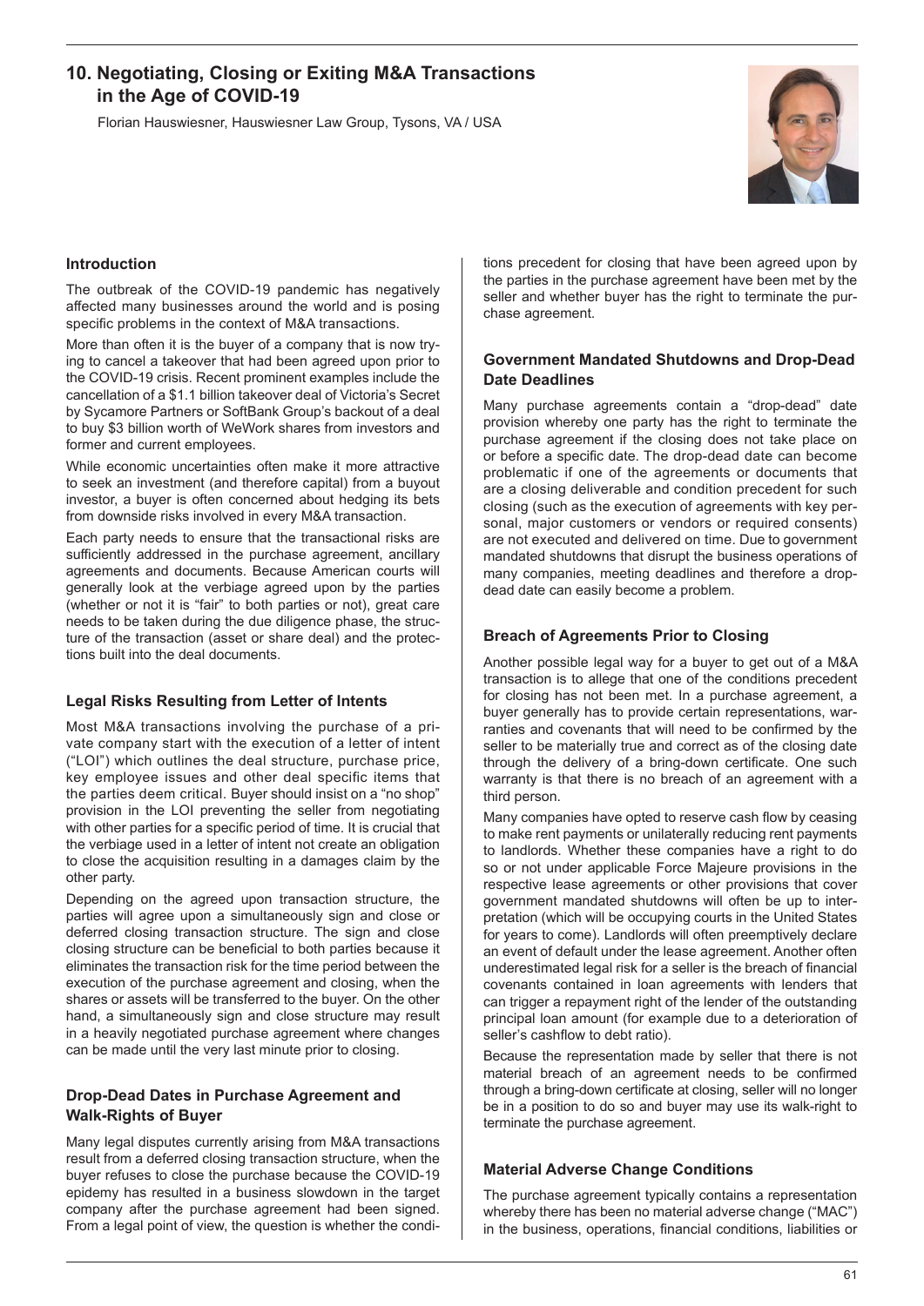# 10. Negotiating, Closing or Exiting M&A Transactions in the Age of COVID-19

Florian Hauswiesner, Hauswiesner Law Group, Tysons, VA / USA

## Introduction

The outbreak of the COVID-19 pandemic has negatively affected many businesses around the world and is posing specific problems in the context of M&A transactions.

More than often it is the buyer of a company that is now trying to cancel a takeover that had been agreed upon prior to the COVID-19 crisis. Recent prominent examples include the cancellation of a $1.1 billion takeover deal of Victoria's Secret by Sycamore Partners or SoftBank Group's backout of a deal to buy $3 billion worth of WeWork shares from investors and former and current employees.

While economic uncertainties often make it more attractive to seek an investment (and therefore capital) from a buyout investor, a buyer is often concerned about hedging its bets from downside risks involved in every M&A transaction.

Each party needs to ensure that the transactional risks are sufficiently addressed in the purchase agreement, ancillary agreements and documents. Because American courts will generally look at the verbiage agreed upon by the parties (whether or not it is "fair" to both parties or not), great care needs to be taken during the due diligence phase, the structure of the transaction (asset or share deal) and the protections built into the deal documents.

## Legal Risks Resulting from Letter of Intents

Most M&A transactions involving the purchase of a private company start with the execution of a letter of intent ("LOI") which outlines the deal structure, purchase price, key employee issues and other deal specific items that the parties deem critical. Buyer should insist on a "no shop" provision in the LOI preventing the seller from negotiating with other parties for a specific period of time. It is crucial that the verbiage used in a letter of intent not create an obligation to close the acquisition resulting in a damages claim by the other party.

Depending on the agreed upon transaction structure, the parties will agree upon a simultaneously sign and close or deferred closing transaction structure. The sign and close closing structure can be beneficial to both parties because it eliminates the transaction risk for the time period between the execution of the purchase agreement and closing, when the shares or assets will be transferred to the buyer. On the other hand, a simultaneously sign and close structure may result in a heavily negotiated purchase agreement where changes can be made until the very last minute prior to closing.

## Drop-Dead Dates in Purchase Agreement and Walk-Rights of Buyer

Many legal disputes currently arising from M&A transactions result from a deferred closing transaction structure, when the buyer refuses to close the purchase because the COVID-19 epidemy has resulted in a business slowdown in the target company after the purchase agreement had been signed. From a legal point of view, the question is whether the conditions precedent for closing that have been agreed upon by the parties in the purchase agreement have been met by the seller and whether buyer has the right to terminate the purchase agreement.

## Government Mandated Shutdowns and Drop-Dead Date Deadlines

Many purchase agreements contain a "drop-dead" date provision whereby one party has the right to terminate the purchase agreement if the closing does not take place on or before a specific date. The drop-dead date can become problematic if one of the agreements or documents that are a closing deliverable and condition precedent for such closing (such as the execution of agreements with key personal, major customers or vendors or required consents) are not executed and delivered on time. Due to government mandated shutdowns that disrupt the business operations of many companies, meeting deadlines and therefore a drop-dead date can easily become a problem.

## Breach of Agreements Prior to Closing

Another possible legal way for a buyer to get out of a M&A transaction is to allege that one of the conditions precedent for closing has not been met. In a purchase agreement, a buyer generally has to provide certain representations, warranties and covenants that will need to be confirmed by the seller to be materially true and correct as of the closing date through the delivery of a bring-down certificate. One such warranty is that there is no breach of an agreement with a third person.

Many companies have opted to reserve cash flow by ceasing to make rent payments or unilaterally reducing rent payments to landlords. Whether these companies have a right to do so or not under applicable Force Majeure provisions in the respective lease agreements or other provisions that cover government mandated shutdowns will often be up to interpretation (which will be occupying courts in the United States for years to come). Landlords will often preemptively declare an event of default under the lease agreement. Another often underestimated legal risk for a seller is the breach of financial covenants contained in loan agreements with lenders that can trigger a repayment right of the lender of the outstanding principal loan amount (for example due to a deterioration of seller's cashflow to debt ratio).

Because the representation made by seller that there is not material breach of an agreement needs to be confirmed through a bring-down certificate at closing, seller will no longer be in a position to do so and buyer may use its walk-right to terminate the purchase agreement.

## Material Adverse Change Conditions

The purchase agreement typically contains a representation whereby there has been no material adverse change ("MAC") in the business, operations, financial conditions, liabilities or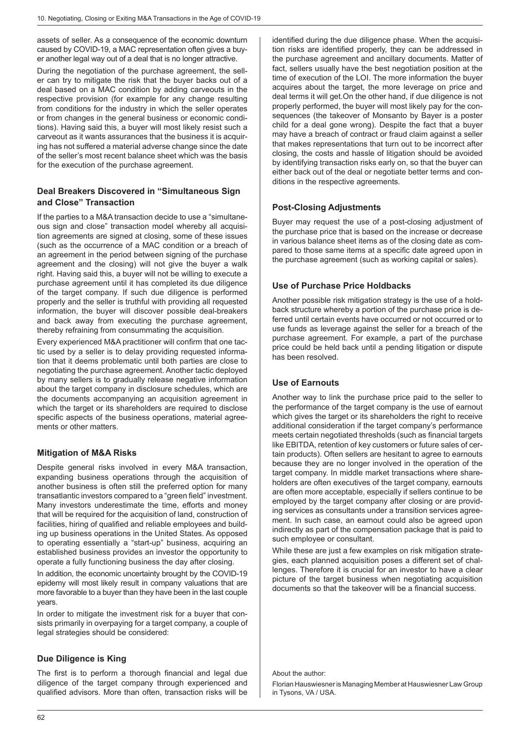assets of seller. As a consequence of the economic downturn caused by COVID-19, a MAC representation often gives a buyer another legal way out of a deal that is no longer attractive.

During the negotiation of the purchase agreement, the seller can try to mitigate the risk that the buyer backs out of a deal based on a MAC condition by adding carveouts in the respective provision (for example for any change resulting from conditions for the industry in which the seller operates or from changes in the general business or economic conditions). Having said this, a buyer will most likely resist such a carveout as it wants assurances that the business it is acquiring has not suffered a material adverse change since the date of the seller's most recent balance sheet which was the basis for the execution of the purchase agreement.

### Deal Breakers Discovered in "Simultaneous Sign and Close" Transaction

If the parties to a M&A transaction decide to use a "simultaneous sign and close" transaction model whereby all acquisition agreements are signed at closing, some of these issues (such as the occurrence of a MAC condition or a breach of an agreement in the period between signing of the purchase agreement and the closing) will not give the buyer a walk right. Having said this, a buyer will not be willing to execute a purchase agreement until it has completed its due diligence of the target company. If such due diligence is performed properly and the seller is truthful with providing all requested information, the buyer will discover possible deal-breakers and back away from executing the purchase agreement, thereby refraining from consummating the acquisition.

Every experienced M&A practitioner will confirm that one tactic used by a seller is to delay providing requested information that it deems problematic until both parties are close to negotiating the purchase agreement. Another tactic deployed by many sellers is to gradually release negative information about the target company in disclosure schedules, which are the documents accompanying an acquisition agreement in which the target or its shareholders are required to disclose specific aspects of the business operations, material agreements or other matters.

### Mitigation of M&A Risks

Despite general risks involved in every M&A transaction, expanding business operations through the acquisition of another business is often still the preferred option for many transatlantic investors compared to a "green field" investment. Many investors underestimate the time, efforts and money that will be required for the acquisition of land, construction of facilities, hiring of qualified and reliable employees and building up business operations in the United States. As opposed to operating essentially a "start-up" business, acquiring an established business provides an investor the opportunity to operate a fully functioning business the day after closing.

In addition, the economic uncertainty brought by the COVID-19 epidemy will most likely result in company valuations that are more favorable to a buyer than they have been in the last couple years.

In order to mitigate the investment risk for a buyer that consists primarily in overpaying for a target company, a couple of legal strategies should be considered:

### Due Diligence is King

The first is to perform a thorough financial and legal due diligence of the target company through experienced and qualified advisors. More than often, transaction risks will be identified during the due diligence phase. When the acquisition risks are identified properly, they can be addressed in the purchase agreement and ancillary documents. Matter of fact, sellers usually have the best negotiation position at the time of execution of the LOI. The more information the buyer acquires about the target, the more leverage on price and deal terms it will get.On the other hand, if due diligence is not properly performed, the buyer will most likely pay for the consequences (the takeover of Monsanto by Bayer is a poster child for a deal gone wrong). Despite the fact that a buyer may have a breach of contract or fraud claim against a seller that makes representations that turn out to be incorrect after closing, the costs and hassle of litigation should be avoided by identifying transaction risks early on, so that the buyer can either back out of the deal or negotiate better terms and conditions in the respective agreements.

### Post-Closing Adjustments

Buyer may request the use of a post-closing adjustment of the purchase price that is based on the increase or decrease in various balance sheet items as of the closing date as compared to those same items at a specific date agreed upon in the purchase agreement (such as working capital or sales).

### Use of Purchase Price Holdbacks

Another possible risk mitigation strategy is the use of a holdback structure whereby a portion of the purchase price is deferred until certain events have occurred or not occurred or to use funds as leverage against the seller for a breach of the purchase agreement. For example, a part of the purchase price could be held back until a pending litigation or dispute has been resolved.

### Use of Earnouts

Another way to link the purchase price paid to the seller to the performance of the target company is the use of earnout which gives the target or its shareholders the right to receive additional consideration if the target company's performance meets certain negotiated thresholds (such as financial targets like EBITDA, retention of key customers or future sales of certain products). Often sellers are hesitant to agree to earnouts because they are no longer involved in the operation of the target company. In middle market transactions where shareholders are often executives of the target company, earnouts are often more acceptable, especially if sellers continue to be employed by the target company after closing or are providing services as consultants under a transition services agreement. In such case, an earnout could also be agreed upon indirectly as part of the compensation package that is paid to such employee or consultant.

While these are just a few examples on risk mitigation strategies, each planned acquisition poses a different set of challenges. Therefore it is crucial for an investor to have a clear picture of the target business when negotiating acquisition documents so that the takeover will be a financial success.

About the author:

Florian Hauswiesner is Managing Member at Hauswiesner Law Group in Tysons, VA / USA.